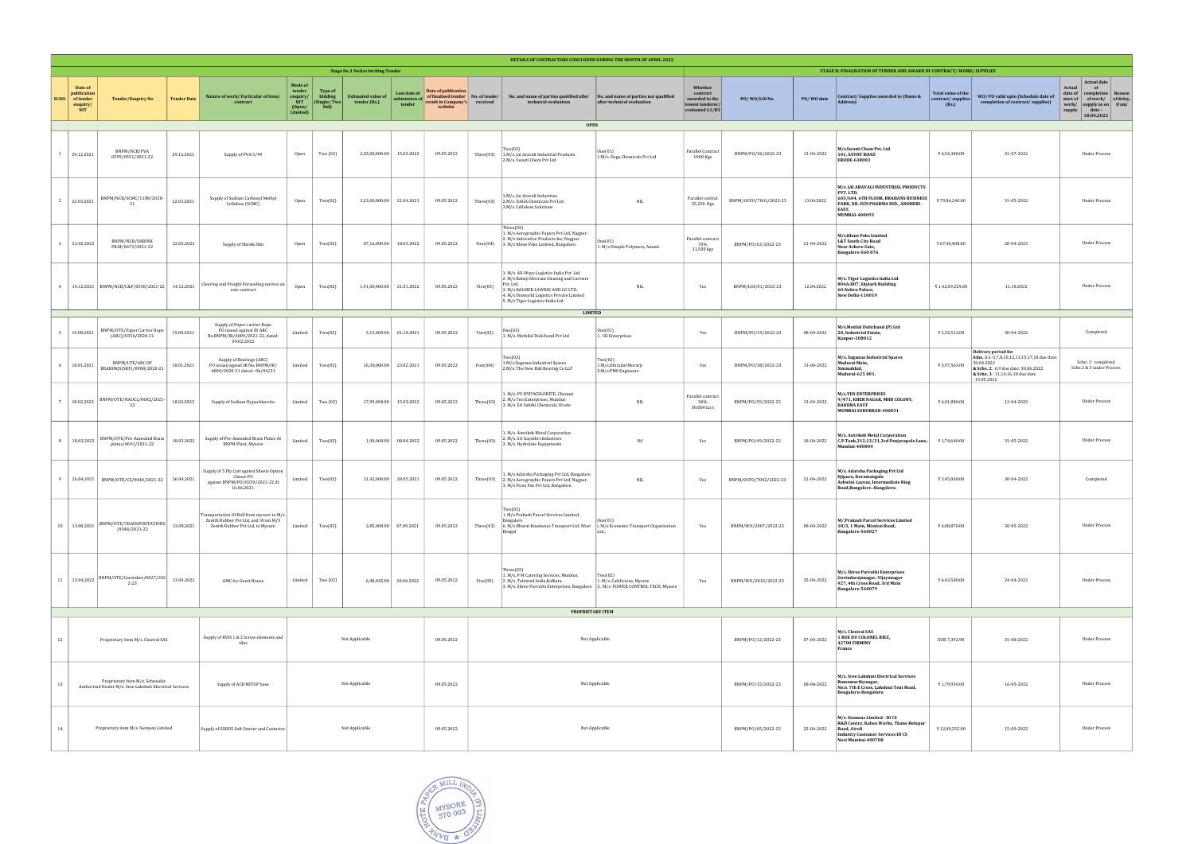# DETAILS OF CONTRACTORS CONCLUDED DURING THE MONTH OF APRIL-2022

| | Stage No.1 Notice Inviting Tender | | | | | | | | | | | | | STAGE II: FINALISATION OF TENDER AND AWARD OF CONTRACT/ WORK/ SUPPLIES | | | | | | | | |
|---|---|---|---|---|---|---|---|---|---|---|---|---|---|---|---|---|---|---|---|---|---|
| SI.NO. | Date of publication of tender enquiry/ NIT | Tender/Enquiry No | Tender Date | Nature of work/ Particular of item/ contract | Mode of tender enquiry/ NIT (Open/ Limited) | Type of bidding (Single/ Two bid) | Estimated value of tender (Rs.) | Last date of submission of tender | Date of publication of finalised tender result in Company's website | No. of tender received | No. and name of parties qualified after technical evaluation | No. and name of parties not qualified after technical evaluation | Whether contract awarded to the lowest tenderer/ evaluated L1/H1 | PO/ WO/LOI No. | PO/ WO date | Contract/ Supplies awarded to (Name & Address) | Total value of the contract/ supplies (Rs.) | WO/ PO valid upto (Schedule date of completion of contract/ supplies) | Actual date of start of work/ supply | Actual date of completion of work/ supply as on date : 30.04.2022 | Reason of delay, if any |
| **OPEN** | | | | | | | | | | | | | | | | | | | | | |
| 1 | 29.12.2021 | BNPM/NCB/PVA 0599/0551/2021-22 | 29.12.2021 | Supply of PVA 5/99 | Open | Two (02) | 2,03,00,000.00 | 15.02.2022 | 09.05.2022 | Three(03) | Two(02) 1.M/s. Jai Aravali Industrial Products 2.M/s. Swasti Chem Pvt Ltd | One(01) 1.M/s. Daga Chemicals Pvt Ltd | Parallel Contract 1000 Kgs | BNPM/PO/36/2022-23 | 13-04-2022 | M/s.Swasti Chem Pvt. Ltd 101, SATHY ROAD ERODE-638003 | ₹ 4,54,300.00 | 31-07-2022 | | Under Process | |
| 2 | 22.03.2021 | BNPM/NCB/SCMC/1188/2020-21 | 22.03.2021 | Supply of Sodium Carboxyl Methyl Cellulose (SCMC) | Open | Two(02) | 3,23,00,000.00 | 21.04.2021 | 09.05.2022 | Three(03) | 1.M/s. Jai Aravali Industries 2.M/s. DAGA Chemicals Pvt Ltd 3.M/s. Cellulose Solutions | NIL | Parallel contract 35,250 Kgs | BNPM/OCPO/7001/2022-23 | 13.04.2022 | M/s. JAI ARAVALI INDUSTRIAL PRODUCTS PVT. LTD. 603/604, 6TH FLOOR, BRAHANS BUSINESS PARK, NR. SUN PHARMA IND., ANDHERI-EAST, MUMBAI-400093 | ₹ 79,86,240.00 | 31-05-2022 | | Under Process | |
| 3 | 22.02.2022 | BNPM/NCB/SHRINK FILM/0673/2021-22 | 22.02.2022 | Supply of Shrink film | Open | Two(02) | 87,16,000.00 | 18.03.2022 | 09.05.2022 | Four(04) | Three(03) 1. M/s Aerographic Papers Pvt Ltd, Nagpur. 2. M/s Indovative Products Inc, Nagpur. 3. M/s Klene Paks Limited, Bangalore | One(01) 1. M/s Dimple Polymers, Anand. | Parallel contract 70% 31,500 kgs | BNPM/PO/63/2022-23 | 21-04-2022 | M/s.Klene Paks Limited L&T South City Road Near Arkere Gate, Bangalore-560 076 | ₹ 67,40,408.00 | 20-04-2023 | | Under Process | |
| 4 | 14.12.2021 | BNPM/NCB/C&F/0550/2021-22 | 14.12.2021 | Clearing and Freight Forwading service on rate contract | Open | Two(02) | 1,91,00,000.00 | 21.01.2022 | 09.05.2022 | Five(05) | 1. M/s All-Ways Logistics India Pvt. Ltd. 2. M/s Balaji Shivram Clearing and Carriers Pvt. Ltd. 3. M/s BALMER LAWRIE AND CO LTD. 4. M/s Unworld Logistics Private Limited 5. M/s Tiger Logistics India Ltd | NIL | Yes | BNPM/LOI/01/2022-23 | 12.04.2022 | M/s. Tiger Logistics India Ltd 804A-807, Skylark Building 60-Nehru Palace, New Delhi-110019 | ₹ 1,42,09,229.00 | 11.10.2022 | | Under Process | |
| **LIMITED** | | | | | | | | | | | | | | | | | | | | | |
| 5 | 19.08.2021 | BNPM/OTE/Paper Carrier Rope (ARC)/0356/2020-21 | 19.08.2021 | Supply of Paper carrier Rope PO issued against IR ARC No.BNPM/IR/4009/2021-22, dated: 09.02.2022 | Limited | Two(02) | 3,13,000.00 | 01.10.2021 | 09.05.2022 | Two(02) | One(01) 1. M/s. Motilal Dulichand Pvt Ltd | One(01) 1. SK Enterprises | Yes | BNPM/PO/19/2022-23 | 08-04-2022 | M/s.Motilal Dulichand (P) Ltd 20, Industrial Estate, Kanpur-208012 | ₹ 2,32,512.00 | 30-04-2022 | | Completed | |
| 6 | 18.01.2021 | BNPM/LTE/ARC OF BEARINGS(SKF)/0988/2020-21 | 18.01.2021 | Supply of Bearings (ARC) PO issued aganst IR No. BNPM/IR/ 4000/2020-21 dated : 06/04/21 | Limited | Two(02) | 16,30,000.00 | 23.02.2021 | 09.05.2022 | Four(04) | Two(02) 1.M/s.Saganna Industrial Spares 2.M/s. The New Ball Bearing Co LLP | Two(02) 1.M/s.Dhirajlal Morarji 2.M/s.PMS Engineers | Yes | BNPM/PO/38/2022-23 | 13-04-2022 | M/s. Saganna Industrial Spares Madurai Main, Simmakkal, Madurai-625 001. | ₹ 3,97,563.00 | Delivery period for Sche. 1:1-5,7,8,10,12,13,15,17,18 due date: 30.04.2022 & Sche. 2 : 6,9 due date: 30.06.2022 & Sche. 3 : 11,14,16,18 due date : 15.05.2022 | | Sche 1: completed Sche.2 & 3 under Process | |
| 7 | 18.02.2022 | BNPM/OTE/NAOCL/0682/2021-22 | 18.02.2022 | Supply of Sodium Hypochlorite | Limited | Two (02) | 17,99,000.00 | 15.03.2022 | 09.05.2022 | Three(03) | 1. M/s. PV HYPOCHLORITE, Chennai 2. M/s Ten Enterprises, Mumbai 3. M/s. Sri Sakthi Chemicals, Erode | NIL | Parallel contract 30% 30,000 Ltrs | BNPM/PO/39/2022-23 | 13-04-2022 | M/s.TEN ENTERPRISES 9/471, KHER NAGAR, MHB COLONY, BANDRA EAST MUMBAI SUBURBAN-400051 | ₹ 6,01,800.00 | 12-04-2023 | | Under Process | |
| 8 | 18.03.2022 | BNPM/OTE/Pre-Anneoled Brass plates/0693/2021-22 | 18.03.2022 | Supply of Pre-Anneoled Brass Plates At BNPM Plant, Mysore | Limited | Two(02) | 1,90,000.00 | 08.04.2022 | 09.05.2022 | Three(03) | 1. M/s. Antriksh Metal Corporation 2. M/s. Sri Gayathri Industries 3. M/s. Hydroline Equipments | Nil | Yes | BNPM/PO/49/2022-23 | 18-04-2022 | M/s. Antriksh Metal Corporation C.P.Tank,312,13/21,3rd Panjarapole Lane,-Mumbai-400004 | ₹ 1,74,640.00 | 31-05-2022 | | Under Process | |
| 9 | 26.04.2021 | BNPM/OTE/CS/0040/2021-22 | 26.04.2021 | Supply of 5 Ply Corrugated Sheets Option Clause PO against BNPM/PO/0239/2021-22 dt 16.06.2021. | Limited | Two(02) | 21,42,000.00 | 28.05.2021 | 09.05.2022 | Three(03) | 1. M/s Adarsha Packaging Pvt Ltd, Bangalore. 2. M/s Aerographic Papers Pvt Ltd, Nagpur. 3. M/s Ficus Pax Pvt Ltd, Bangalore. | NIL | Yes | BNPM/OCPO/7002/2022-23 | 21-04-2022 | M/s. Adarsha Packaging Pvt Ltd Ejipura, Koramangala Ashwini Layout, Intermediate Ring Road,Bangalore.-Bangalore. | ₹ 3,45,060.00 | 30-04-2022 | | Completed | |
| 10 | 13.08.2021 | BNPM/OTE/TRANSPORTATIONS /0348/2021-22 | 13.08.2021 | Transportation Of Roll from mysore to M/s. Zenith Rubber Pvt Ltd, and From M/S Zenith Rubber Pvt Ltd, to Mysore | Limited | Two(02) | 2,85,000.00 | 07.09.2021 | 09.05.2022 | Three(03) | Two(02) 1.M/s Prakash Parcel Services Limited, Bangalore ii. M/s Bharat Roadways Transport Ltd, West Bengal | One(01) i. M/s Economic Transport Organization Ltd., | Yes | BNPM/WO/2007/2022-23 | 08-04-2022 | M/.Prakash Parcel Services Limited 18/3, 1 Main, Mission Road, Bangalore-560027 | ₹ 4,08,070.00 | 30-05-2022 | | Under Process | |
| 11 | 13.04.2022 | BNPM/OTE/Caretaker/0027/2022-23 | 13.04.2022 | AMC for Guest House | Limited | Two (02) | 6,48,045.00 | 20.04.2022 | 09.05.2022 | Five(05) | Three(03) 1. M/s. P M Catering Services, Mumbai. 2. M/s. Talented India,Kolkata. 3. M/s. Shree Parvathi Enterprises, Bangalore | Two(02) 1. M/s. Cafelicious, Mysore 2. M/s. POWER CONTROL TECH, Mysore | Yes | BNPM/WO/2010/2022-23 | 25-04-2022 | M/s. Shree Parvathi Enterprises Govindarajanagar, Vijayanagar #27, 4th Cross Road, 3rd Main Bangalore-560079 | ₹ 6,43,500.00 | 24-04-2023 | | Under Process | |
| **PROPRIETARY ITEM** | | | | | | | | | | | | | | | | | | | | | |
| 12 | Proprietary Item M/s. Clextral SAS | | | Supply of BVIS 1 & 2 Screw elements and tiles | Not Applicable | | | | 09.05.2022 | Not Applicable | | | | BNPM/PO/12/2022-23 | 07-04-2022 | M/s. Clextral SAS 1 RUE DU COLONEL RIEZ, 42700 FIRMINY France | EUR 7,392.90 | 31-08-2022 | | Under Process | |
| 13 | Proprietary Item M/s. Schneider Authorised Dealer M/s. Sree Lakshmi Electrical Services | | | Supply of ACB MITOP base | Not Applicable | | | | 09.05.2022 | Not Applicable | | | | BNPM/PO/15/2022-23 | 08-04-2022 | M/s. Sree Lakshmi Electrical Services Ramamurthynagar, No.6, 7th E Cross, Lakshmi Tent Road, Bengaluru-Bengaluru | ₹ 1,79,950.00 | 16-05-2022 | | Under Process | |
| 14 | Proprietary item M/s. Siemens Limited | | | Supply of SIRIUS Soft Starter and Contactor | Not Applicable | | | | 09.05.2022 | Not Applicable | | | | BNPM/PO/65/2022-23 | 22-04-2022 | M/s. Siemens Limited - DI CS R&D Centre, Kalwa Works, Thane Belapur Road, Airoli Industry Customer Services DI CS Navi Mumbai-400708 | ₹ 12,00,255.00 | 15-09-2022 | | Under Process | |

BANK NOTE PAPER MILL INDIA PRIVATE LIMITED MYSORE 570 003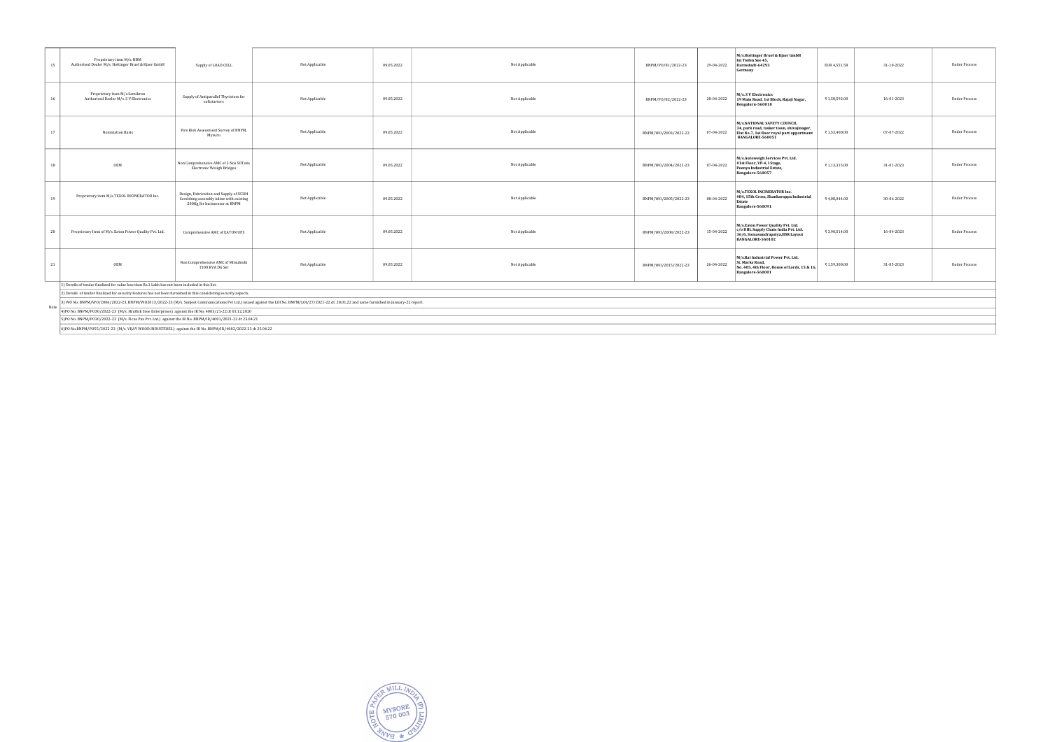| | | | | | | | | | | | |
|---|---|---|---|---|---|---|---|---|---|---|---|
| 15 | Proprietary item M/s. HBM Authorised Dealer M/s. Hottinger Bruel & Kjaer GmbH | Supply of LOAD CELL | Not Applicable | 09.05.2022 | Not Applicable | BNPM/PO/81/2022-23 | 29-04-2022 | **M/s.Hottinger Bruel & Kjaer GmbH Im Tiefen See 45, Darmstadt-64293 Germany** | EUR 4,551.58 | 31-10-2022 | Under Process |
| 16 | Proprietary item M/s.Semikron Authorised Dealer M/s. S V Electronics | Supply of Antiparallel Thyristors for softstarters | Not Applicable | 09.05.2022 | Not Applicable | BNPM/PO/82/2022-23 | 28-04-2022 | **M/s. S V Electronics 19 Main Road, 1st Block, Rajaji Nagar, Bengaluru-560010** | ₹ 1,58,592.00 | 16-01-2023 | Under Process |
| 17 | Nomination Basis | Fire Risk Assessment Survey of BNPM, Mysuru | Not Applicable | 09.05.2022 | Not Applicable | BNPM/WO/2003/2022-23 | 07-04-2022 | **M/s.NATIONAL SAFETY COUNCIL 34, park road, tasker town, shivajinagar, Flat No.7, 1st floor royal part appartment BANGALORE-560051** | ₹ 1,53,400.00 | 07-07-2022 | Under Process |
| 18 | OEM | Non Comprehensive AMC of 2 Nos 50Tons Electronic Weigh Bridges | Not Applicable | 09.05.2022 | Not Applicable | BNPM/WO/2004/2022-23 | 07-04-2022 | **M/s.Autoweigh Services Pvt. Ltd. #1st Floor, VP-4, I Stage, Peenya Industrial Estate, Bangalore-560057** | ₹ 1,13,115.00 | 31-01-2023 | Under Process |
| 19 | Proprietary item M/s.TEXOL INCINERATOR Inc. | Design, Fabrication and Supply of SS304 Scrubbing assembly inline with existing 200Kg/hr Incinerator at BNPM | Not Applicable | 09.05.2022 | Not Applicable | BNPM/WO/2005/2022-23 | 08-04-2022 | **M/s.TEXOL INCINERATOR Inc. #84, 15th Cross, Shankarappa Industrial Estate Bangalore-560091** | ₹ 4,08,044.00 | 30-06-2022 | Under Process |
| 20 | Proprietary Item of M/s. Eaton Power Quality Pvt. Ltd. | Comprehensive AMC of EATON UPS | Not Applicable | 09.05.2022 | Not Applicable | BNPM/WO/2008/2022-23 | 15-04-2022 | **M/s.Eaton Power Quality Pvt. Ltd. c/o DHL Supply Chain India Pvt. Ltd. 36/6, Somasundrapalya,HSR Layout BANGALORE-560102** | ₹ 3,90,514.00 | 16-04-2023 | Under Process |
| 21 | OEM | Non Comprehensive AMC of Mitsubishi 1500 KVA DG Set | Not Applicable | 09.05.2022 | Not Applicable | BNPM/WO/2015/2022-23 | 26-04-2022 | **M/s.Rai Industrial Power Pvt. Ltd. St. Marks Road, No. 405, 4th Floor, House of Lords, 15 & 16, Bangalore-560001** | ₹ 1,59,300.00 | 31-05-2023 | Under Process |

Note

1) Details of tender finalized for value less than Rs.1 Lakh has not been included in this list.

2) Details of tender finalized for security features has not been furnished in this considering security aspects.

3) WO No. BNPM/WO/2006/2022-23, BNPM/WO2013/2022-23 (M/s. Sanjeet Communications Pvt Ltd.) issued against the LOI No. BNPM/LOI/27/2021-22 dt. 28.01.22 and same furnished in January-22 report.

4)PO No. BNPM/PO30/2022-23 (M/s. Hruthik Sree Enterprises) against the IR No. 4003/21-22 dt 01.12.2020

5)PO No. BNPM/PO30/2022-23 (M/s. Ricus Pax Pvt. Ltd.) against the IR No. BNPM/IR/4001/2021-22 dt 23.04.21

6)PO No.BNPM/PO55/2022-23 (M/s. VIJAY WOOD INDUSTRIES.) against the IR No. BNPM/IR/4002/2022-23 dt 25.04.22